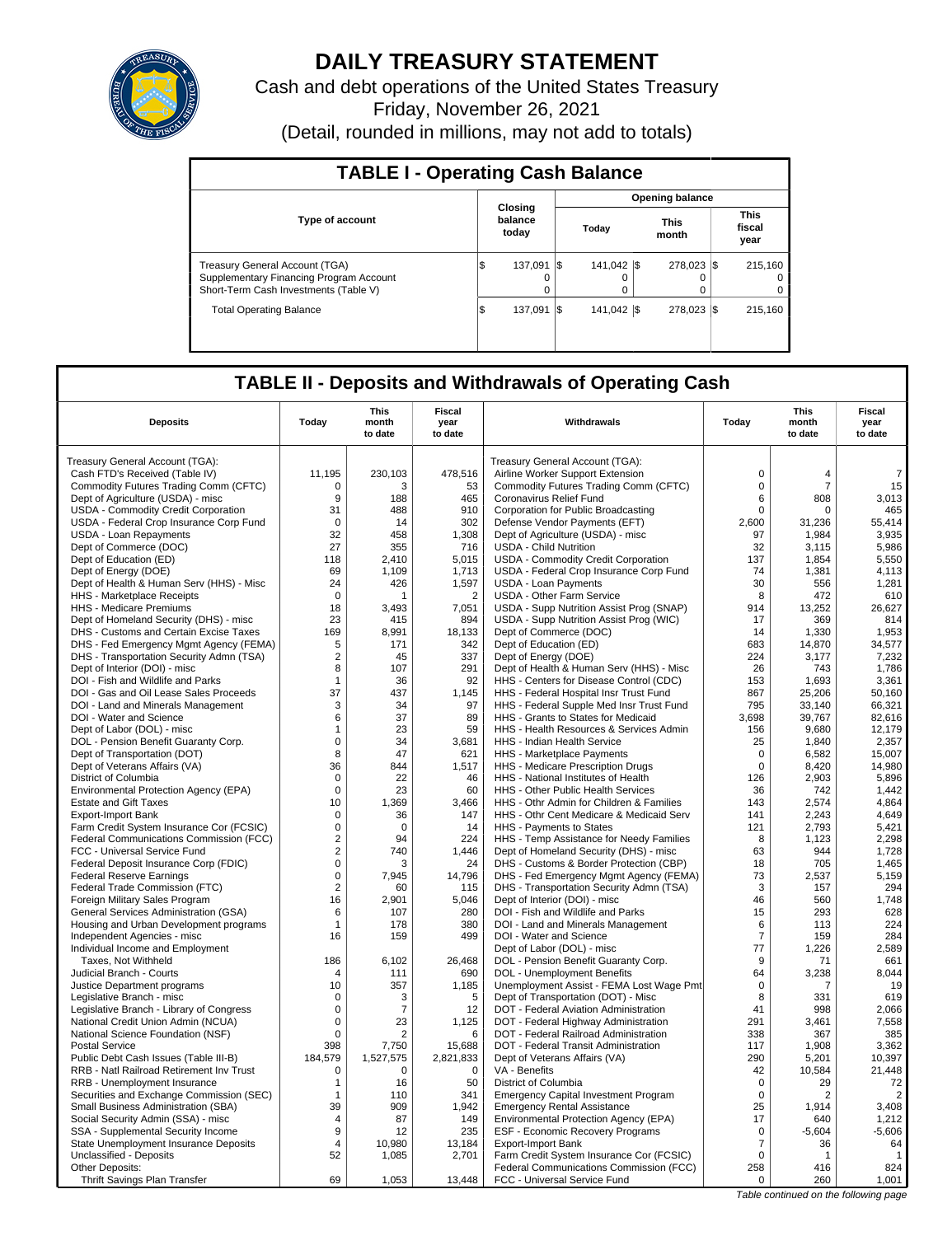# DAILY TREASURY STATEMENT

Cash and debt operations of the United States Treasury

Friday, November 26, 2021

(Detail, rounded in millions, may not add to totals)

## TABLE I - Operating Cash Balance

| Type of account | Closing balance today | Opening balance | | |
|---|---|---|---|---|
| | | Today | This month | This fiscal year |
| Treasury General Account (TGA) | $ 137,091 | $ 141,042 | $ 278,023 | $ 215,160 |
| Supplementary Financing Program Account | 0 | 0 | 0 | 0 |
| Short-Term Cash Investments (Table V) | 0 | 0 | 0 | 0 |
| Total Operating Balance | $ 137,091 | $ 141,042 | $ 278,023 | $ 215,160 |

## TABLE II - Deposits and Withdrawals of Operating Cash

| Deposits | Today | This month to date | Fiscal year to date | Withdrawals | Today | This month to date | Fiscal year to date |
|---|---|---|---|---|---|---|---|
| Treasury General Account (TGA): | | | | Treasury General Account (TGA): | | | |
| Cash FTD's Received (Table IV) | 11,195 | 230,103 | 478,516 | Airline Worker Support Extension | 0 | 4 | 7 |
| Commodity Futures Trading Comm (CFTC) | 0 | 3 | 53 | Commodity Futures Trading Comm (CFTC) | 0 | 7 | 15 |
| Dept of Agriculture (USDA) - misc | 9 | 188 | 465 | Coronavirus Relief Fund | 6 | 808 | 3,013 |
| USDA - Commodity Credit Corporation | 31 | 488 | 910 | Corporation for Public Broadcasting | 0 | 0 | 465 |
| USDA - Federal Crop Insurance Corp Fund | 0 | 14 | 302 | Defense Vendor Payments (EFT) | 2,600 | 31,236 | 55,414 |
| USDA - Loan Repayments | 32 | 458 | 1,308 | Dept of Agriculture (USDA) - misc | 97 | 1,984 | 3,935 |
| Dept of Commerce (DOC) | 27 | 355 | 716 | USDA - Child Nutrition | 32 | 3,115 | 5,986 |
| Dept of Education (ED) | 118 | 2,410 | 5,015 | USDA - Commodity Credit Corporation | 137 | 1,854 | 5,550 |
| Dept of Energy (DOE) | 69 | 1,109 | 1,713 | USDA - Federal Crop Insurance Corp Fund | 74 | 1,381 | 4,113 |
| Dept of Health & Human Serv (HHS) - Misc | 24 | 426 | 1,597 | USDA - Loan Payments | 30 | 556 | 1,281 |
| HHS - Marketplace Receipts | 0 | 1 | 2 | USDA - Other Farm Service | 8 | 472 | 610 |
| HHS - Medicare Premiums | 18 | 3,493 | 7,051 | USDA - Supp Nutrition Assist Prog (SNAP) | 914 | 13,252 | 26,627 |
| Dept of Homeland Security (DHS) - misc | 23 | 415 | 894 | USDA - Supp Nutrition Assist Prog (WIC) | 17 | 369 | 814 |
| DHS - Customs and Certain Excise Taxes | 169 | 8,991 | 18,133 | Dept of Commerce (DOC) | 14 | 1,330 | 1,953 |
| DHS - Fed Emergency Mgmt Agency (FEMA) | 5 | 171 | 342 | Dept of Education (ED) | 683 | 14,870 | 34,577 |
| DHS - Transportation Security Admn (TSA) | 2 | 45 | 337 | Dept of Energy (DOE) | 224 | 3,177 | 7,232 |
| Dept of Interior (DOI) - misc | 8 | 107 | 291 | Dept of Health & Human Serv (HHS) - Misc | 26 | 743 | 1,786 |
| DOI - Fish and Wildlife and Parks | 1 | 36 | 92 | HHS - Centers for Disease Control (CDC) | 153 | 1,693 | 3,361 |
| DOI - Gas and Oil Lease Sales Proceeds | 37 | 437 | 1,145 | HHS - Federal Hospital Insr Trust Fund | 867 | 25,206 | 50,160 |
| DOI - Land and Minerals Management | 3 | 34 | 97 | HHS - Federal Supple Med Insr Trust Fund | 795 | 33,140 | 66,321 |
| DOI - Water and Science | 6 | 37 | 89 | HHS - Grants to States for Medicaid | 3,698 | 39,767 | 82,616 |
| Dept of Labor (DOL) - misc | 1 | 23 | 59 | HHS - Health Resources & Services Admin | 156 | 9,680 | 12,179 |
| DOL - Pension Benefit Guaranty Corp. | 0 | 34 | 3,681 | HHS - Indian Health Service | 25 | 1,840 | 2,357 |
| Dept of Transportation (DOT) | 8 | 47 | 621 | HHS - Marketplace Payments | 0 | 6,582 | 15,007 |
| Dept of Veterans Affairs (VA) | 36 | 844 | 1,517 | HHS - Medicare Prescription Drugs | 0 | 8,420 | 14,980 |
| District of Columbia | 0 | 22 | 46 | HHS - National Institutes of Health | 126 | 2,903 | 5,896 |
| Environmental Protection Agency (EPA) | 0 | 23 | 60 | HHS - Other Public Health Services | 36 | 742 | 1,442 |
| Estate and Gift Taxes | 10 | 1,369 | 3,466 | HHS - Othr Admin for Children & Families | 143 | 2,574 | 4,864 |
| Export-Import Bank | 0 | 36 | 147 | HHS - Othr Cent Medicare & Medicaid Serv | 141 | 2,243 | 4,649 |
| Farm Credit System Insurance Cor (FCSIC) | 0 | 0 | 14 | HHS - Payments to States | 121 | 2,793 | 5,421 |
| Federal Communications Commission (FCC) | 2 | 94 | 224 | HHS - Temp Assistance for Needy Families | 8 | 1,123 | 2,298 |
| FCC - Universal Service Fund | 2 | 740 | 1,446 | Dept of Homeland Security (DHS) - misc | 63 | 944 | 1,728 |
| Federal Deposit Insurance Corp (FDIC) | 0 | 3 | 24 | DHS - Customs & Border Protection (CBP) | 18 | 705 | 1,465 |
| Federal Reserve Earnings | 0 | 7,945 | 14,796 | DHS - Fed Emergency Mgmt Agency (FEMA) | 73 | 2,537 | 5,159 |
| Federal Trade Commission (FTC) | 2 | 60 | 115 | DHS - Transportation Security Admn (TSA) | 3 | 157 | 294 |
| Foreign Military Sales Program | 16 | 2,901 | 5,046 | Dept of Interior (DOI) - misc | 46 | 560 | 1,748 |
| General Services Administration (GSA) | 6 | 107 | 280 | DOI - Fish and Wildlife and Parks | 15 | 293 | 628 |
| Housing and Urban Development programs | 1 | 178 | 380 | DOI - Land and Minerals Management | 6 | 113 | 224 |
| Independent Agencies - misc | 16 | 159 | 499 | DOI - Water and Science | 7 | 159 | 284 |
| Individual Income and Employment Taxes, Not Withheld | 186 | 6,102 | 26,468 | Dept of Labor (DOL) - misc | 77 | 1,226 | 2,589 |
| | | | | DOL - Pension Benefit Guaranty Corp. | 9 | 71 | 661 |
| Judicial Branch - Courts | 4 | 111 | 690 | DOL - Unemployment Benefits | 64 | 3,238 | 8,044 |
| Justice Department programs | 10 | 357 | 1,185 | Unemployment Assist - FEMA Lost Wage Pmt | 0 | 7 | 19 |
| Legislative Branch - misc | 0 | 3 | 5 | Dept of Transportation (DOT) - Misc | 8 | 331 | 619 |
| Legislative Branch - Library of Congress | 0 | 7 | 12 | DOT - Federal Aviation Administration | 41 | 998 | 2,066 |
| National Credit Union Admin (NCUA) | 0 | 23 | 1,125 | DOT - Federal Highway Administration | 291 | 3,461 | 7,558 |
| National Science Foundation (NSF) | 0 | 2 | 6 | DOT - Federal Railroad Administration | 338 | 367 | 385 |
| Postal Service | 398 | 7,750 | 15,688 | DOT - Federal Transit Administration | 117 | 1,908 | 3,362 |
| Public Debt Cash Issues (Table III-B) | 184,579 | 1,527,575 | 2,821,833 | Dept of Veterans Affairs (VA) | 290 | 5,201 | 10,397 |
| RRB - Natl Railroad Retirement Inv Trust | 0 | 0 | 0 | VA - Benefits | 42 | 10,584 | 21,448 |
| RRB - Unemployment Insurance | 1 | 16 | 50 | District of Columbia | 0 | 29 | 72 |
| Securities and Exchange Commission (SEC) | 1 | 110 | 341 | Emergency Capital Investment Program | 0 | 2 | 2 |
| Small Business Administration (SBA) | 39 | 909 | 1,942 | Emergency Rental Assistance | 25 | 1,914 | 3,408 |
| Social Security Admin (SSA) - misc | 4 | 87 | 149 | Environmental Protection Agency (EPA) | 17 | 640 | 1,212 |
| SSA - Supplemental Security Income | 9 | 12 | 235 | ESF - Economic Recovery Programs | 0 | -5,604 | -5,606 |
| State Unemployment Insurance Deposits | 4 | 10,980 | 13,184 | Export-Import Bank | 7 | 36 | 64 |
| Unclassified - Deposits | 52 | 1,085 | 2,701 | Farm Credit System Insurance Cor (FCSIC) | 0 | 1 | 1 |
| Other Deposits: | | | | Federal Communications Commission (FCC) | 258 | 416 | 824 |
| Thrift Savings Plan Transfer | 69 | 1,053 | 13,448 | FCC - Universal Service Fund | 0 | 260 | 1,001 |

*Table continued on the following page*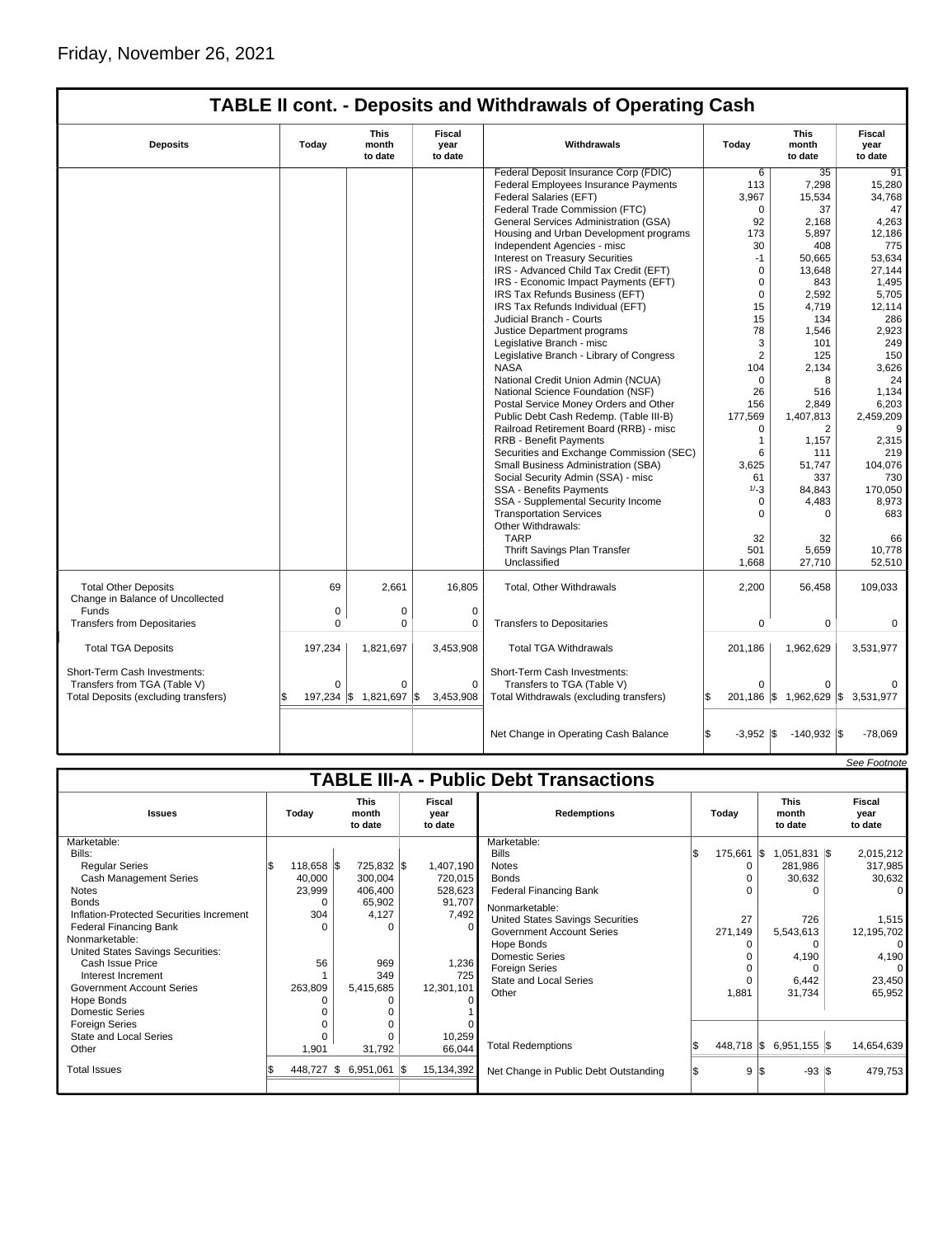Friday, November 26, 2021

## TABLE II cont. - Deposits and Withdrawals of Operating Cash

| Deposits | Today | This month to date | Fiscal year to date | Withdrawals | Today | This month to date | Fiscal year to date |
|---|---|---|---|---|---|---|---|
| | | | | Federal Deposit Insurance Corp (FDIC) | 6 | 35 | 91 |
| | | | | Federal Employees Insurance Payments | 113 | 7,298 | 15,280 |
| | | | | Federal Salaries (EFT) | 3,967 | 15,534 | 34,768 |
| | | | | Federal Trade Commission (FTC) | 0 | 37 | 47 |
| | | | | General Services Administration (GSA) | 92 | 2,168 | 4,263 |
| | | | | Housing and Urban Development programs | 173 | 5,897 | 12,186 |
| | | | | Independent Agencies - misc | 30 | 408 | 775 |
| | | | | Interest on Treasury Securities | -1 | 50,665 | 53,634 |
| | | | | IRS - Advanced Child Tax Credit (EFT) | 0 | 13,648 | 27,144 |
| | | | | IRS - Economic Impact Payments (EFT) | 0 | 843 | 1,495 |
| | | | | IRS Tax Refunds Business (EFT) | 0 | 2,592 | 5,705 |
| | | | | IRS Tax Refunds Individual (EFT) | 15 | 4,719 | 12,114 |
| | | | | Judicial Branch - Courts | 15 | 134 | 286 |
| | | | | Justice Department programs | 78 | 1,546 | 2,923 |
| | | | | Legislative Branch - misc | 3 | 101 | 249 |
| | | | | Legislative Branch - Library of Congress | 2 | 125 | 150 |
| | | | | NASA | 104 | 2,134 | 3,626 |
| | | | | National Credit Union Admin (NCUA) | 0 | 8 | 24 |
| | | | | National Science Foundation (NSF) | 26 | 516 | 1,134 |
| | | | | Postal Service Money Orders and Other | 156 | 2,849 | 6,203 |
| | | | | Public Debt Cash Redemp. (Table III-B) | 177,569 | 1,407,813 | 2,459,209 |
| | | | | Railroad Retirement Board (RRB) - misc | 0 | 2 | 9 |
| | | | | RRB - Benefit Payments | 1 | 1,157 | 2,315 |
| | | | | Securities and Exchange Commission (SEC) | 6 | 111 | 219 |
| | | | | Small Business Administration (SBA) | 3,625 | 51,747 | 104,076 |
| | | | | Social Security Admin (SSA) - misc | 61 | 337 | 730 |
| | | | | SSA - Benefits Payments | 1/-3 | 84,843 | 170,050 |
| | | | | SSA - Supplemental Security Income | 0 | 4,483 | 8,973 |
| | | | | Transportation Services | 0 | 0 | 683 |
| | | | | Other Withdrawals: | | | |
| | | | | TARP | 32 | 32 | 66 |
| | | | | Thrift Savings Plan Transfer | 501 | 5,659 | 10,778 |
| | | | | Unclassified | 1,668 | 27,710 | 52,510 |
| Total Other Deposits | 69 | 2,661 | 16,805 | Total, Other Withdrawals | 2,200 | 56,458 | 109,033 |
| Change in Balance of Uncollected Funds | 0 | 0 | 0 | | | | |
| Transfers from Depositaries | 0 | 0 | 0 | Transfers to Depositaries | 0 | 0 | 0 |
| Total TGA Deposits | 197,234 | 1,821,697 | 3,453,908 | Total TGA Withdrawals | 201,186 | 1,962,629 | 3,531,977 |
| Short-Term Cash Investments: | | | | Short-Term Cash Investments: | | | |
| Transfers from TGA (Table V) | 0 | 0 | 0 | Transfers to TGA (Table V) | 0 | 0 | 0 |
| Total Deposits (excluding transfers) | $ 197,234 | $ 1,821,697 | $ 3,453,908 | Total Withdrawals (excluding transfers) | $ 201,186 | $ 1,962,629 | $ 3,531,977 |
| | | | | Net Change in Operating Cash Balance | $ -3,952 | $ -140,932 | $ -78,069 |

*See Footnote*

## TABLE III-A - Public Debt Transactions

| Issues | Today | This month to date | Fiscal year to date | Redemptions | Today | This month to date | Fiscal year to date |
|---|---|---|---|---|---|---|---|
| Marketable: | | | | Marketable: | | | |
| Bills: | | | | Bills | $ 175,661 | $ 1,051,831 | $ 2,015,212 |
| Regular Series | $ 118,658 | $ 725,832 | $ 1,407,190 | Notes | 0 | 281,986 | 317,985 |
| Cash Management Series | 40,000 | 300,004 | 720,015 | Bonds | 0 | 30,632 | 30,632 |
| Notes | 23,999 | 406,400 | 528,623 | Federal Financing Bank | 0 | 0 | 0 |
| Bonds | 0 | 65,902 | 91,707 | Nonmarketable: | | | |
| Inflation-Protected Securities Increment | 304 | 4,127 | 7,492 | United States Savings Securities | 27 | 726 | 1,515 |
| Federal Financing Bank | 0 | 0 | 0 | Government Account Series | 271,149 | 5,543,613 | 12,195,702 |
| Nonmarketable: | | | | Hope Bonds | 0 | 0 | 0 |
| United States Savings Securities: | | | | Domestic Series | 0 | 4,190 | 4,190 |
| Cash Issue Price | 56 | 969 | 1,236 | Foreign Series | 0 | 0 | 0 |
| Interest Increment | 1 | 349 | 725 | State and Local Series | 0 | 6,442 | 23,450 |
| Government Account Series | 263,809 | 5,415,685 | 12,301,101 | Other | 1,881 | 31,734 | 65,952 |
| Hope Bonds | 0 | 0 | 0 | | | | |
| Domestic Series | 0 | 0 | 1 | | | | |
| Foreign Series | 0 | 0 | 0 | | | | |
| State and Local Series | 0 | 0 | 10,259 | | | | |
| Other | 1,901 | 31,792 | 66,044 | Total Redemptions | $ 448,718 | $ 6,951,155 | $ 14,654,639 |
| Total Issues | $ 448,727 | $ 6,951,061 | $ 15,134,392 | Net Change in Public Debt Outstanding | $ 9 | $ -93 | $ 479,753 |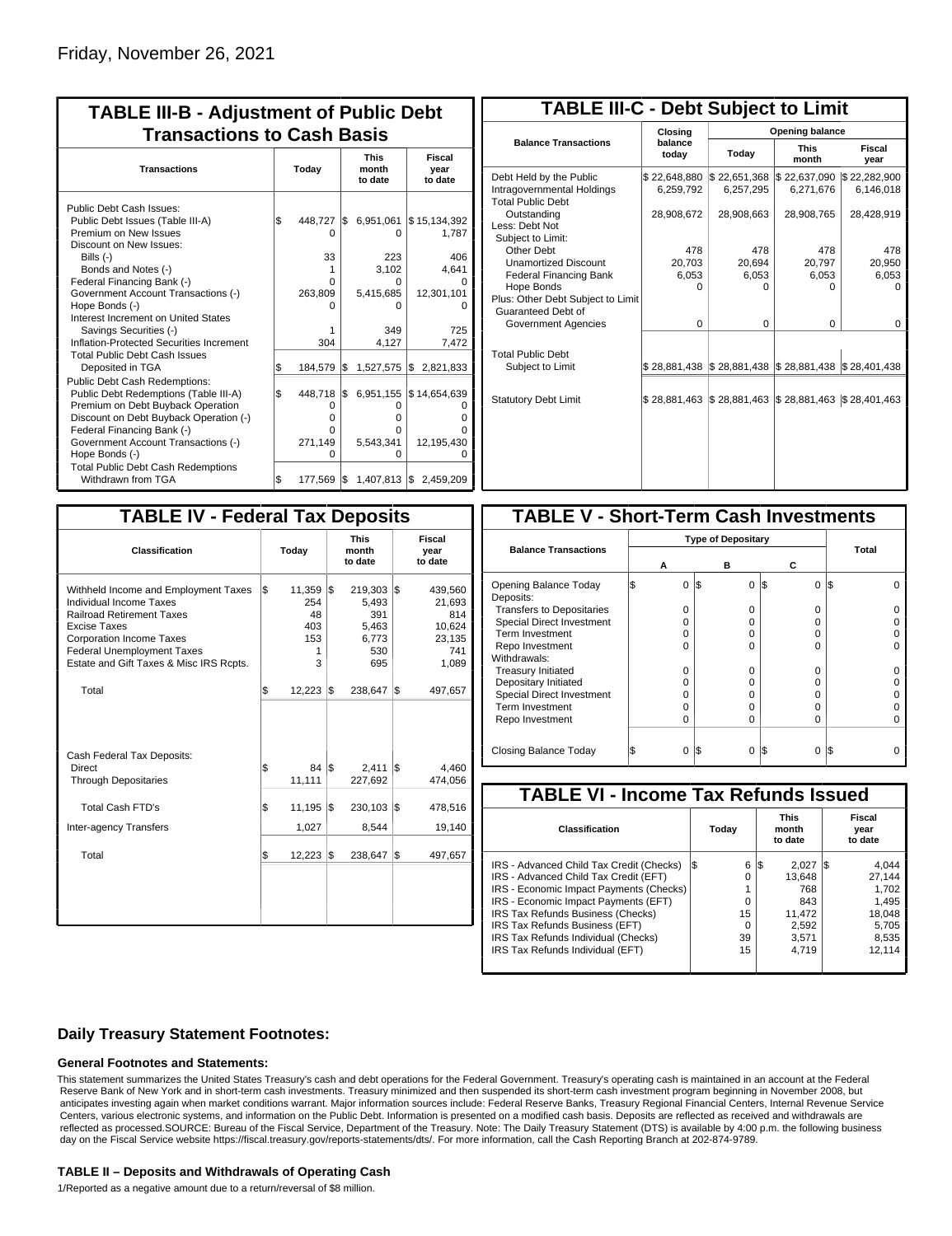Friday, November 26, 2021

## TABLE III-B - Adjustment of Public Debt Transactions to Cash Basis

| Transactions | Today | This month to date | Fiscal year to date |
|---|---|---|---|
| Public Debt Cash Issues: | | | |
| Public Debt Issues (Table III-A) | $ 448,727 | $ 6,951,061 | $ 15,134,392 |
| Premium on New Issues | 0 | 0 | 1,787 |
| Discount on New Issues: | | | |
| Bills (-) | 33 | 223 | 406 |
| Bonds and Notes (-) | 1 | 3,102 | 4,641 |
| Federal Financing Bank (-) | 0 | 0 | 0 |
| Government Account Transactions (-) | 263,809 | 5,415,685 | 12,301,101 |
| Hope Bonds (-) | 0 | 0 | 0 |
| Interest Increment on United States Savings Securities (-) | 1 | 349 | 725 |
| Inflation-Protected Securities Increment | 304 | 4,127 | 7,472 |
| Total Public Debt Cash Issues Deposited in TGA | $ 184,579 | $ 1,527,575 | $ 2,821,833 |
| Public Debt Cash Redemptions: | | | |
| Public Debt Redemptions (Table III-A) | $ 448,718 | $ 6,951,155 | $ 14,654,639 |
| Premium on Debt Buyback Operation | 0 | 0 | 0 |
| Discount on Debt Buyback Operation (-) | 0 | 0 | 0 |
| Federal Financing Bank (-) | 0 | 0 | 0 |
| Government Account Transactions (-) | 271,149 | 5,543,341 | 12,195,430 |
| Hope Bonds (-) | 0 | 0 | 0 |
| Total Public Debt Cash Redemptions Withdrawn from TGA | $ 177,569 | $ 1,407,813 | $ 2,459,209 |

## TABLE III-C - Debt Subject to Limit

| Balance Transactions | Closing balance today | Opening balance Today | Opening balance This month | Opening balance Fiscal year |
|---|---|---|---|---|
| Debt Held by the Public | $ 22,648,880 | $ 22,651,368 | $ 22,637,090 | $ 22,282,900 |
| Intragovernmental Holdings | 6,259,792 | 6,257,295 | 6,271,676 | 6,146,018 |
| Total Public Debt Outstanding | 28,908,672 | 28,908,663 | 28,908,765 | 28,428,919 |
| Less: Debt Not Subject to Limit: | | | | |
| Other Debt | 478 | 478 | 478 | 478 |
| Unamortized Discount | 20,703 | 20,694 | 20,797 | 20,950 |
| Federal Financing Bank | 6,053 | 6,053 | 6,053 | 6,053 |
| Hope Bonds | 0 | 0 | 0 | 0 |
| Plus: Other Debt Subject to Limit Guaranteed Debt of Government Agencies | 0 | 0 | 0 | 0 |
| Total Public Debt Subject to Limit | $ 28,881,438 | $ 28,881,438 | $ 28,881,438 | $ 28,401,438 |
| Statutory Debt Limit | $ 28,881,463 | $ 28,881,463 | $ 28,881,463 | $ 28,401,463 |

## TABLE IV - Federal Tax Deposits

| Classification | Today | This month to date | Fiscal year to date |
|---|---|---|---|
| Withheld Income and Employment Taxes | $ 11,359 | $ 219,303 | $ 439,560 |
| Individual Income Taxes | 254 | 5,493 | 21,693 |
| Railroad Retirement Taxes | 48 | 391 | 814 |
| Excise Taxes | 403 | 5,463 | 10,624 |
| Corporation Income Taxes | 153 | 6,773 | 23,135 |
| Federal Unemployment Taxes | 1 | 530 | 741 |
| Estate and Gift Taxes & Misc IRS Rcpts. | 3 | 695 | 1,089 |
| Total | $ 12,223 | $ 238,647 | $ 497,657 |
| Cash Federal Tax Deposits: | | | |
| Direct | $ 84 | $ 2,411 | $ 4,460 |
| Through Depositaries | 11,111 | 227,692 | 474,056 |
| Total Cash FTD's | $ 11,195 | $ 230,103 | $ 478,516 |
| Inter-agency Transfers | 1,027 | 8,544 | 19,140 |
| Total | $ 12,223 | $ 238,647 | $ 497,657 |

## TABLE V - Short-Term Cash Investments

| Balance Transactions | Type of Depositary A | Type of Depositary B | Type of Depositary C | Total |
|---|---|---|---|---|
| Opening Balance Today | $ 0 | $ 0 | $ 0 | $ 0 |
| Deposits: | | | | |
| Transfers to Depositaries | 0 | 0 | 0 | 0 |
| Special Direct Investment | 0 | 0 | 0 | 0 |
| Term Investment | 0 | 0 | 0 | 0 |
| Repo Investment | 0 | 0 | 0 | 0 |
| Withdrawals: | | | | |
| Treasury Initiated | 0 | 0 | 0 | 0 |
| Depositary Initiated | 0 | 0 | 0 | 0 |
| Special Direct Investment | 0 | 0 | 0 | 0 |
| Term Investment | 0 | 0 | 0 | 0 |
| Repo Investment | 0 | 0 | 0 | 0 |
| Closing Balance Today | $ 0 | $ 0 | $ 0 | $ 0 |

## TABLE VI - Income Tax Refunds Issued

| Classification | Today | This month to date | Fiscal year to date |
|---|---|---|---|
| IRS - Advanced Child Tax Credit (Checks) | $ 6 | $ 2,027 | $ 4,044 |
| IRS - Advanced Child Tax Credit (EFT) | 0 | 13,648 | 27,144 |
| IRS - Economic Impact Payments (Checks) | 1 | 768 | 1,702 |
| IRS - Economic Impact Payments (EFT) | 0 | 843 | 1,495 |
| IRS Tax Refunds Business (Checks) | 15 | 11,472 | 18,048 |
| IRS Tax Refunds Business (EFT) | 0 | 2,592 | 5,705 |
| IRS Tax Refunds Individual (Checks) | 39 | 3,571 | 8,535 |
| IRS Tax Refunds Individual (EFT) | 15 | 4,719 | 12,114 |

## Daily Treasury Statement Footnotes:

### General Footnotes and Statements:

This statement summarizes the United States Treasury's cash and debt operations for the Federal Government. Treasury's operating cash is maintained in an account at the Federal Reserve Bank of New York and in short-term cash investments. Treasury minimized and then suspended its short-term cash investment program beginning in November 2008, but anticipates investing again when market conditions warrant. Major information sources include: Federal Reserve Banks, Treasury Regional Financial Centers, Internal Revenue Service Centers, various electronic systems, and information on the Public Debt. Information is presented on a modified cash basis. Deposits are reflected as received and withdrawals are reflected as processed.SOURCE: Bureau of the Fiscal Service, Department of the Treasury. Note: The Daily Treasury Statement (DTS) is available by 4:00 p.m. the following business day on the Fiscal Service website https://fiscal.treasury.gov/reports-statements/dts/. For more information, call the Cash Reporting Branch at 202-874-9789.

### TABLE II – Deposits and Withdrawals of Operating Cash

1/Reported as a negative amount due to a return/reversal of $8 million.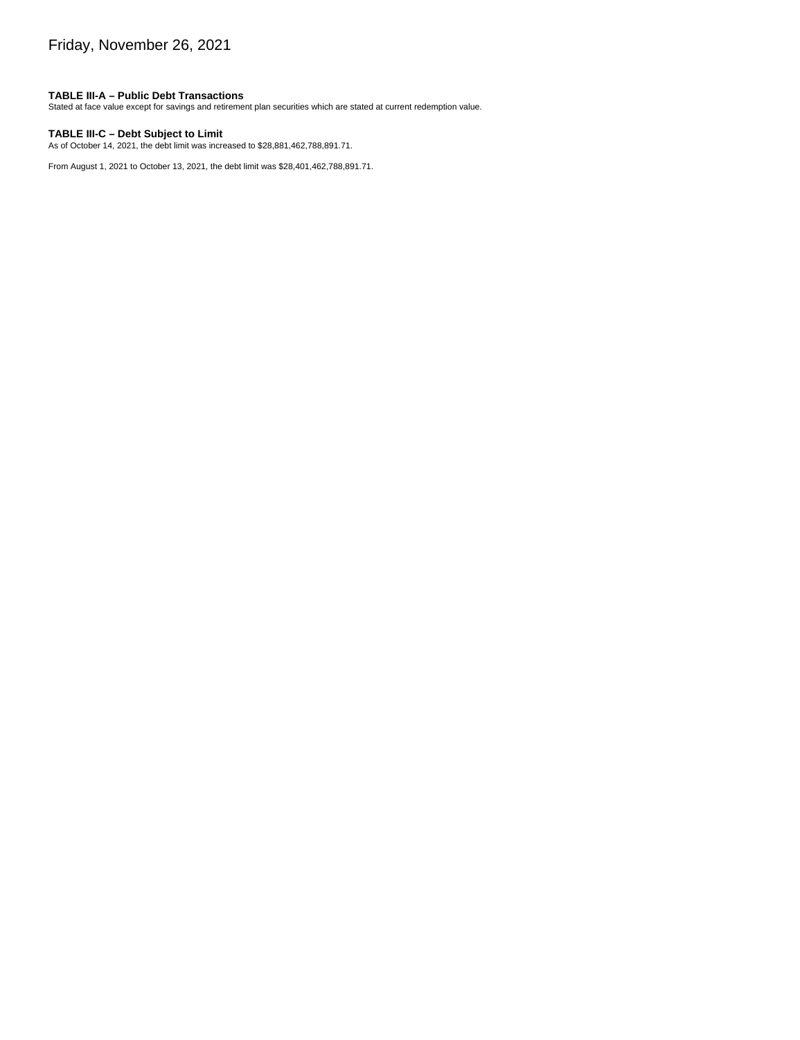Friday, November 26, 2021

**TABLE III-A – Public Debt Transactions**

Stated at face value except for savings and retirement plan securities which are stated at current redemption value.

**TABLE III-C – Debt Subject to Limit**

As of October 14, 2021, the debt limit was increased to $28,881,462,788,891.71.

From August 1, 2021 to October 13, 2021, the debt limit was $28,401,462,788,891.71.